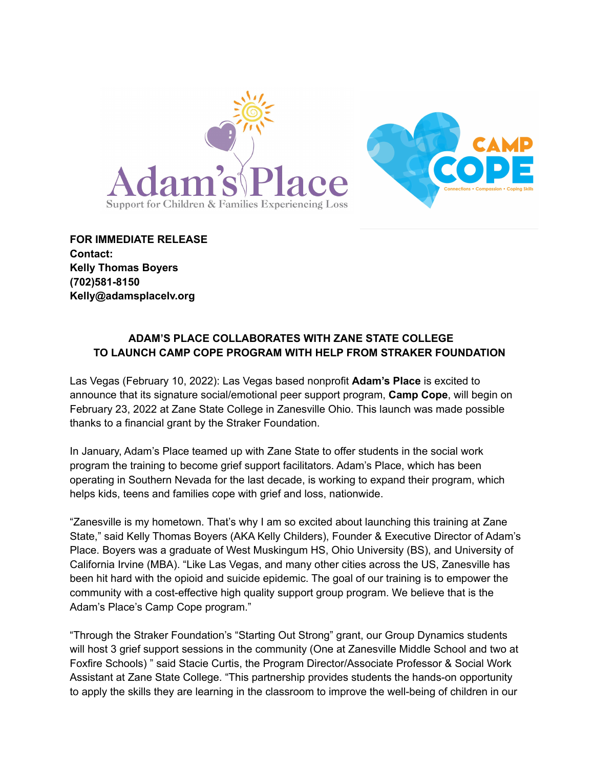Adam's Place
Support for Children & Families Experiencing Loss

CAMP COPE
Connections • Compassion • Coping Skills

**FOR IMMEDIATE RELEASE**
**Contact:**
**Kelly Thomas Boyers**
**(702)581-8150**
**Kelly@adamsplacelv.org**

## ADAM'S PLACE COLLABORATES WITH ZANE STATE COLLEGE TO LAUNCH CAMP COPE PROGRAM WITH HELP FROM STRAKER FOUNDATION

Las Vegas (February 10, 2022): Las Vegas based nonprofit **Adam's Place** is excited to announce that its signature social/emotional peer support program, **Camp Cope**, will begin on February 23, 2022 at Zane State College in Zanesville Ohio. This launch was made possible thanks to a financial grant by the Straker Foundation.

In January, Adam's Place teamed up with Zane State to offer students in the social work program the training to become grief support facilitators. Adam's Place, which has been operating in Southern Nevada for the last decade, is working to expand their program, which helps kids, teens and families cope with grief and loss, nationwide.

"Zanesville is my hometown. That's why I am so excited about launching this training at Zane State," said Kelly Thomas Boyers (AKA Kelly Childers), Founder & Executive Director of Adam's Place. Boyers was a graduate of West Muskingum HS, Ohio University (BS), and University of California Irvine (MBA). "Like Las Vegas, and many other cities across the US, Zanesville has been hit hard with the opioid and suicide epidemic. The goal of our training is to empower the community with a cost-effective high quality support group program. We believe that is the Adam's Place's Camp Cope program."

"Through the Straker Foundation's "Starting Out Strong" grant, our Group Dynamics students will host 3 grief support sessions in the community (One at Zanesville Middle School and two at Foxfire Schools) " said Stacie Curtis, the Program Director/Associate Professor & Social Work Assistant at Zane State College. "This partnership provides students the hands-on opportunity to apply the skills they are learning in the classroom to improve the well-being of children in our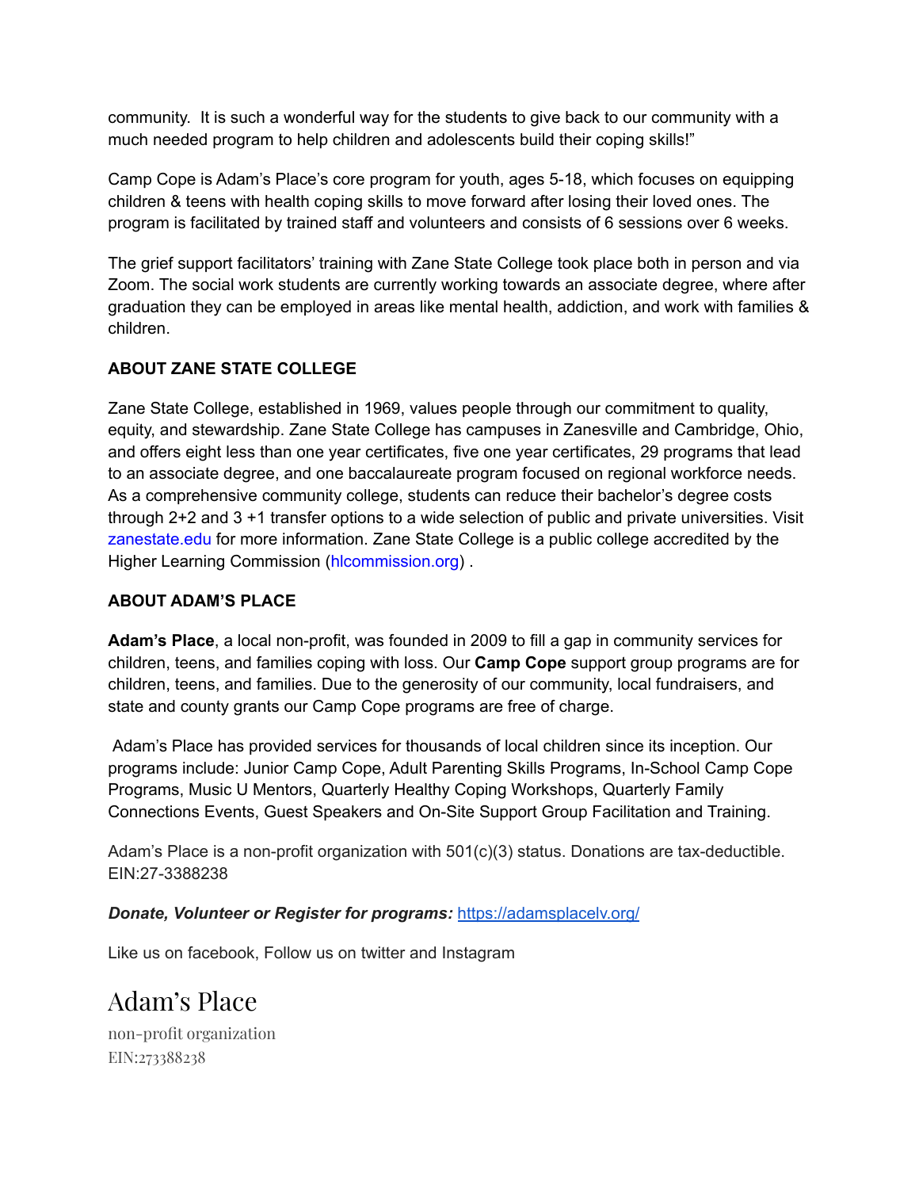community. It is such a wonderful way for the students to give back to our community with a much needed program to help children and adolescents build their coping skills!"

Camp Cope is Adam's Place's core program for youth, ages 5-18, which focuses on equipping children & teens with health coping skills to move forward after losing their loved ones. The program is facilitated by trained staff and volunteers and consists of 6 sessions over 6 weeks.

The grief support facilitators' training with Zane State College took place both in person and via Zoom. The social work students are currently working towards an associate degree, where after graduation they can be employed in areas like mental health, addiction, and work with families & children.

**ABOUT ZANE STATE COLLEGE**

Zane State College, established in 1969, values people through our commitment to quality, equity, and stewardship. Zane State College has campuses in Zanesville and Cambridge, Ohio, and offers eight less than one year certificates, five one year certificates, 29 programs that lead to an associate degree, and one baccalaureate program focused on regional workforce needs. As a comprehensive community college, students can reduce their bachelor's degree costs through 2+2 and 3 +1 transfer options to a wide selection of public and private universities. Visit zanestate.edu for more information. Zane State College is a public college accredited by the Higher Learning Commission (hlcommission.org) .

**ABOUT ADAM'S PLACE**

**Adam's Place**, a local non-profit, was founded in 2009 to fill a gap in community services for children, teens, and families coping with loss. Our **Camp Cope** support group programs are for children, teens, and families. Due to the generosity of our community, local fundraisers, and state and county grants our Camp Cope programs are free of charge.

Adam's Place has provided services for thousands of local children since its inception. Our programs include: Junior Camp Cope, Adult Parenting Skills Programs, In-School Camp Cope Programs, Music U Mentors, Quarterly Healthy Coping Workshops, Quarterly Family Connections Events, Guest Speakers and On-Site Support Group Facilitation and Training.

Adam's Place is a non-profit organization with 501(c)(3) status. Donations are tax-deductible. EIN:27-3388238

***Donate, Volunteer or Register for programs:*** https://adamsplacelv.org/

Like us on facebook, Follow us on twitter and Instagram

# Adam's Place

non-profit organization
EIN:273388238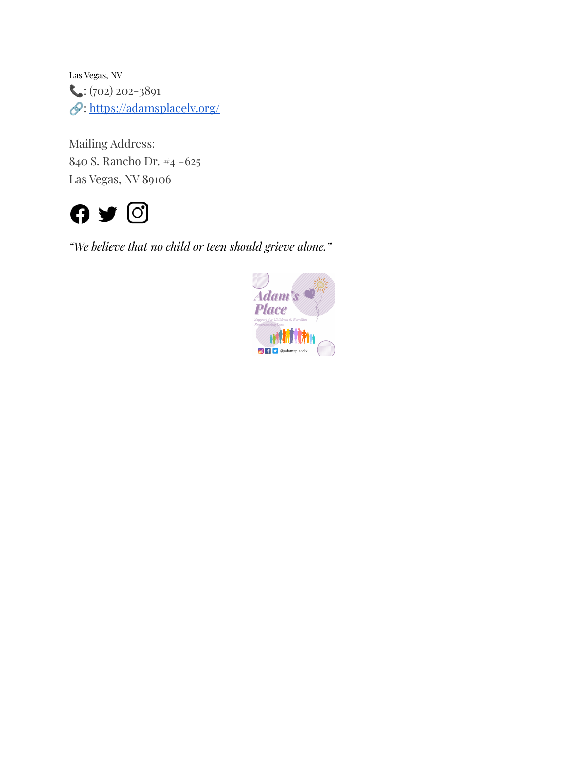Las Vegas, NV

📞: (702) 202-3891

🔗: [https://adamsplacelv.org/](https://adamsplacelv.org/)

Mailing Address:
840 S. Rancho Dr. #4 -625
Las Vegas, NV 89106

*"We believe that no child or teen should grieve alone."*